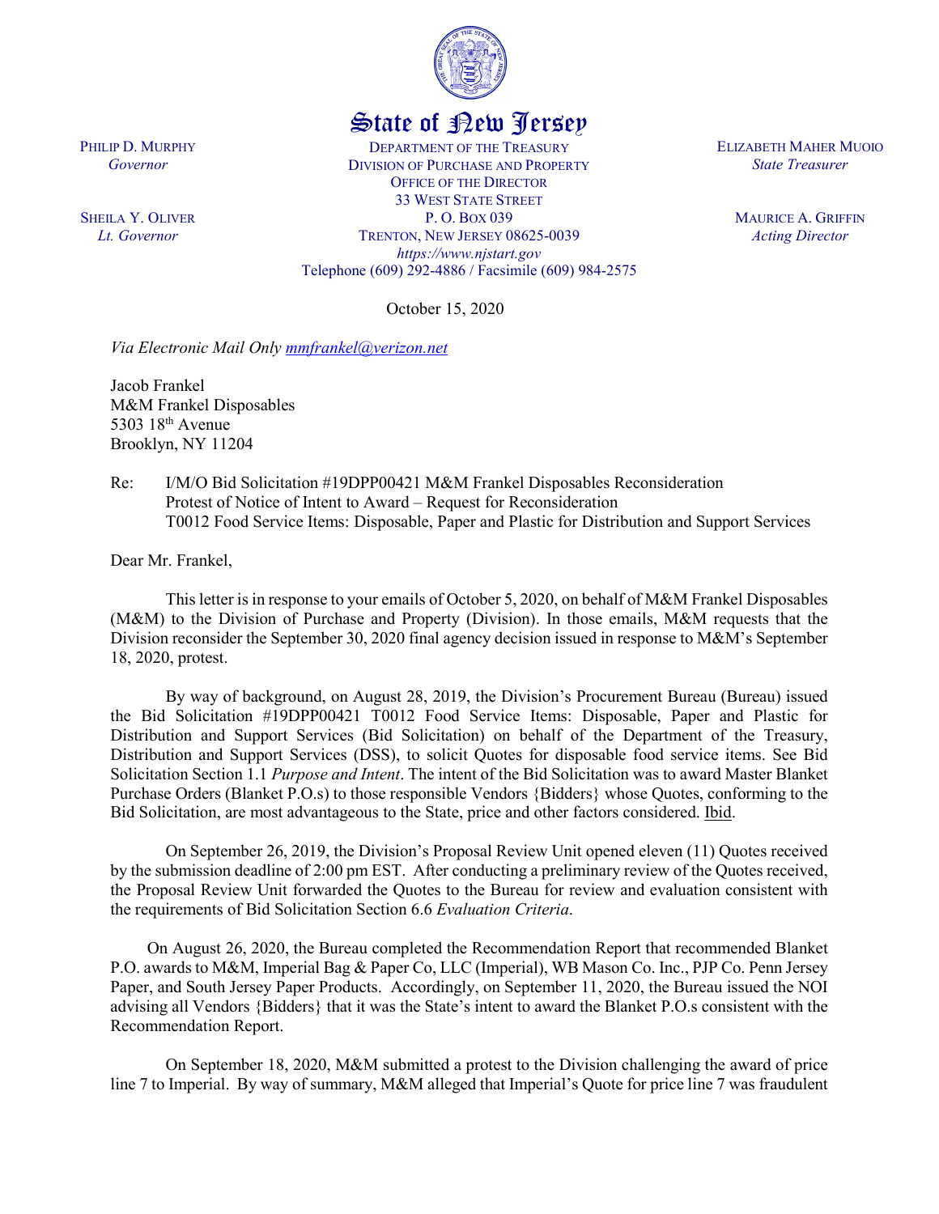# State of New Jersey

PHILIP D. MURPHY
*Governor*

SHEILA Y. OLIVER
*Lt. Governor*

DEPARTMENT OF THE TREASURY
DIVISION OF PURCHASE AND PROPERTY
OFFICE OF THE DIRECTOR
33 WEST STATE STREET
P. O. BOX 039
TRENTON, NEW JERSEY 08625-0039
*https://www.njstart.gov*
Telephone (609) 292-4886 / Facsimile (609) 984-2575

ELIZABETH MAHER MUOIO
*State Treasurer*

MAURICE A. GRIFFIN
*Acting Director*

October 15, 2020

*Via Electronic Mail Only mmfrankel@verizon.net*

Jacob Frankel
M&M Frankel Disposables
5303 18th Avenue
Brooklyn, NY 11204

Re: I/M/O Bid Solicitation #19DPP00421 M&M Frankel Disposables Reconsideration
Protest of Notice of Intent to Award – Request for Reconsideration
T0012 Food Service Items: Disposable, Paper and Plastic for Distribution and Support Services

Dear Mr. Frankel,

This letter is in response to your emails of October 5, 2020, on behalf of M&M Frankel Disposables (M&M) to the Division of Purchase and Property (Division). In those emails, M&M requests that the Division reconsider the September 30, 2020 final agency decision issued in response to M&M's September 18, 2020, protest.

By way of background, on August 28, 2019, the Division's Procurement Bureau (Bureau) issued the Bid Solicitation #19DPP00421 T0012 Food Service Items: Disposable, Paper and Plastic for Distribution and Support Services (Bid Solicitation) on behalf of the Department of the Treasury, Distribution and Support Services (DSS), to solicit Quotes for disposable food service items. See Bid Solicitation Section 1.1 *Purpose and Intent*. The intent of the Bid Solicitation was to award Master Blanket Purchase Orders (Blanket P.O.s) to those responsible Vendors {Bidders} whose Quotes, conforming to the Bid Solicitation, are most advantageous to the State, price and other factors considered. Ibid.

On September 26, 2019, the Division's Proposal Review Unit opened eleven (11) Quotes received by the submission deadline of 2:00 pm EST. After conducting a preliminary review of the Quotes received, the Proposal Review Unit forwarded the Quotes to the Bureau for review and evaluation consistent with the requirements of Bid Solicitation Section 6.6 *Evaluation Criteria*.

On August 26, 2020, the Bureau completed the Recommendation Report that recommended Blanket P.O. awards to M&M, Imperial Bag & Paper Co, LLC (Imperial), WB Mason Co. Inc., PJP Co. Penn Jersey Paper, and South Jersey Paper Products. Accordingly, on September 11, 2020, the Bureau issued the NOI advising all Vendors {Bidders} that it was the State's intent to award the Blanket P.O.s consistent with the Recommendation Report.

On September 18, 2020, M&M submitted a protest to the Division challenging the award of price line 7 to Imperial. By way of summary, M&M alleged that Imperial's Quote for price line 7 was fraudulent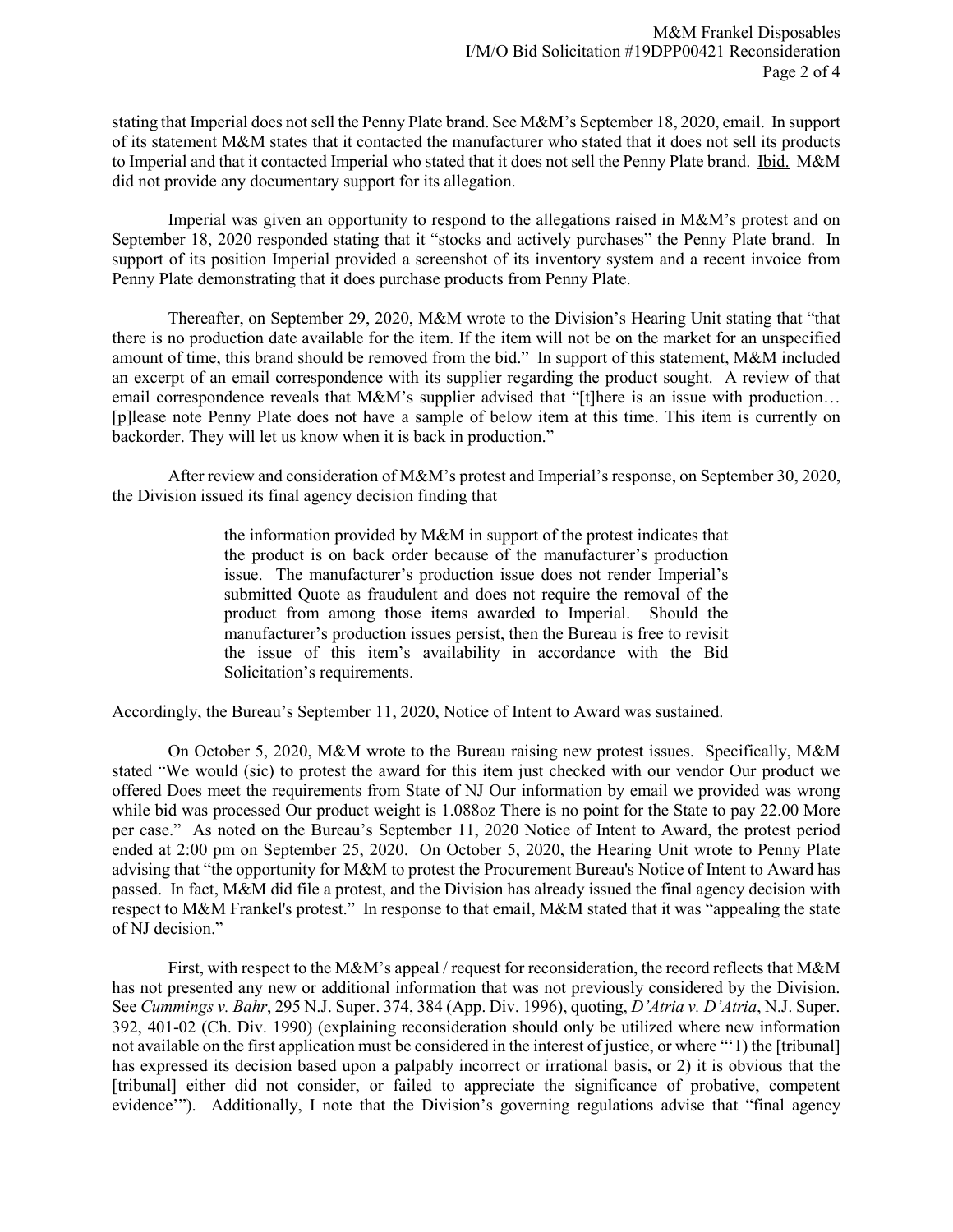stating that Imperial does not sell the Penny Plate brand. See M&M's September 18, 2020, email. In support of its statement M&M states that it contacted the manufacturer who stated that it does not sell its products to Imperial and that it contacted Imperial who stated that it does not sell the Penny Plate brand. Ibid. M&M did not provide any documentary support for its allegation.

Imperial was given an opportunity to respond to the allegations raised in M&M's protest and on September 18, 2020 responded stating that it "stocks and actively purchases" the Penny Plate brand. In support of its position Imperial provided a screenshot of its inventory system and a recent invoice from Penny Plate demonstrating that it does purchase products from Penny Plate.

Thereafter, on September 29, 2020, M&M wrote to the Division's Hearing Unit stating that "that there is no production date available for the item. If the item will not be on the market for an unspecified amount of time, this brand should be removed from the bid." In support of this statement, M&M included an excerpt of an email correspondence with its supplier regarding the product sought. A review of that email correspondence reveals that M&M's supplier advised that "[t]here is an issue with production… [p]lease note Penny Plate does not have a sample of below item at this time. This item is currently on backorder. They will let us know when it is back in production."

After review and consideration of M&M's protest and Imperial's response, on September 30, 2020, the Division issued its final agency decision finding that

> the information provided by M&M in support of the protest indicates that the product is on back order because of the manufacturer's production issue. The manufacturer's production issue does not render Imperial's submitted Quote as fraudulent and does not require the removal of the product from among those items awarded to Imperial. Should the manufacturer's production issues persist, then the Bureau is free to revisit the issue of this item's availability in accordance with the Bid Solicitation's requirements.

Accordingly, the Bureau's September 11, 2020, Notice of Intent to Award was sustained.

On October 5, 2020, M&M wrote to the Bureau raising new protest issues. Specifically, M&M stated "We would (sic) to protest the award for this item just checked with our vendor Our product we offered Does meet the requirements from State of NJ Our information by email we provided was wrong while bid was processed Our product weight is 1.088oz There is no point for the State to pay 22.00 More per case." As noted on the Bureau's September 11, 2020 Notice of Intent to Award, the protest period ended at 2:00 pm on September 25, 2020. On October 5, 2020, the Hearing Unit wrote to Penny Plate advising that "the opportunity for M&M to protest the Procurement Bureau's Notice of Intent to Award has passed. In fact, M&M did file a protest, and the Division has already issued the final agency decision with respect to M&M Frankel's protest." In response to that email, M&M stated that it was "appealing the state of NJ decision."

First, with respect to the M&M's appeal / request for reconsideration, the record reflects that M&M has not presented any new or additional information that was not previously considered by the Division. See *Cummings v. Bahr*, 295 N.J. Super. 374, 384 (App. Div. 1996), quoting, *D'Atria v. D'Atria*, N.J. Super. 392, 401-02 (Ch. Div. 1990) (explaining reconsideration should only be utilized where new information not available on the first application must be considered in the interest of justice, or where "'1) the [tribunal] has expressed its decision based upon a palpably incorrect or irrational basis, or 2) it is obvious that the [tribunal] either did not consider, or failed to appreciate the significance of probative, competent evidence'"). Additionally, I note that the Division's governing regulations advise that "final agency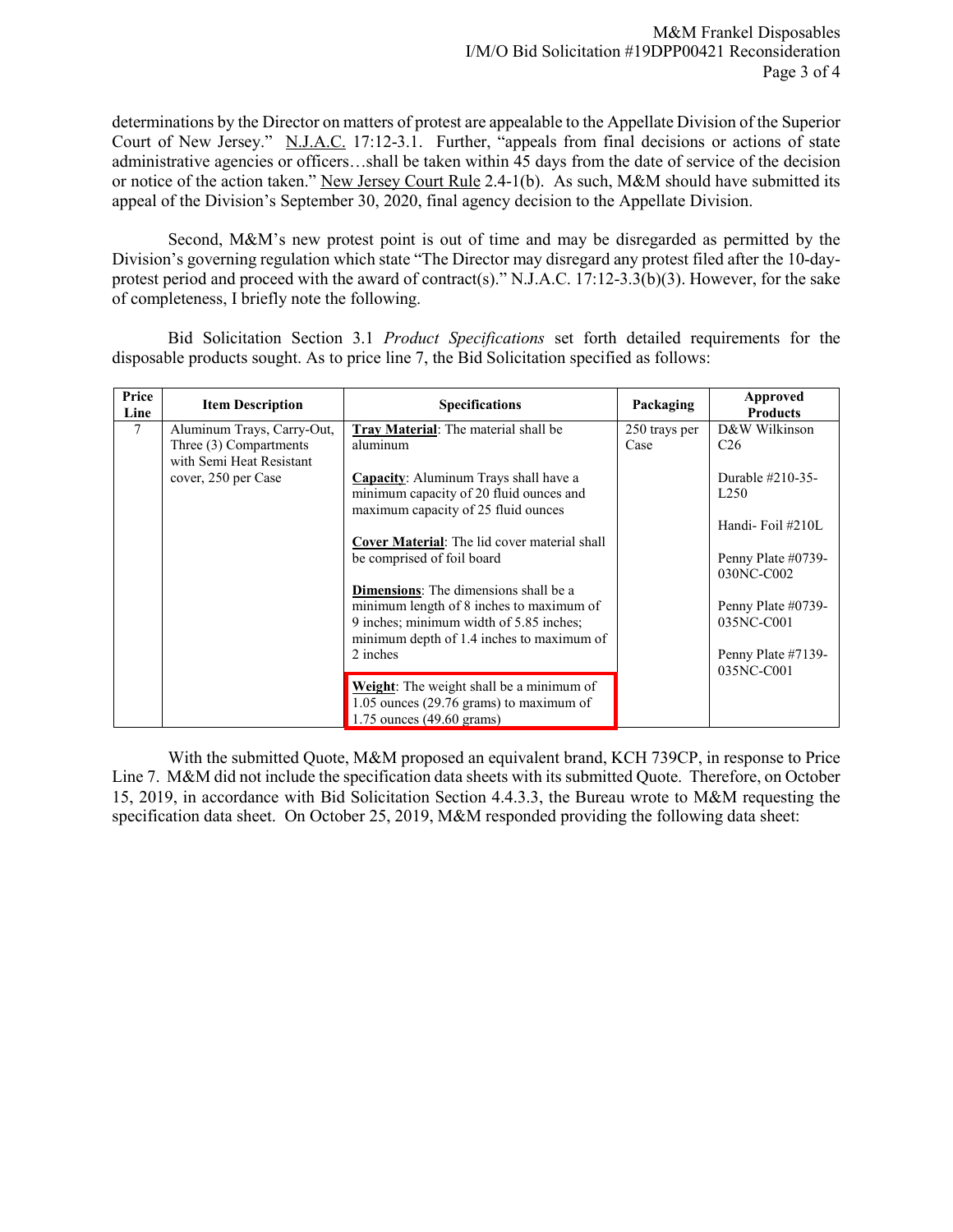determinations by the Director on matters of protest are appealable to the Appellate Division of the Superior Court of New Jersey." N.J.A.C. 17:12-3.1. Further, "appeals from final decisions or actions of state administrative agencies or officers…shall be taken within 45 days from the date of service of the decision or notice of the action taken." New Jersey Court Rule 2.4-1(b). As such, M&M should have submitted its appeal of the Division's September 30, 2020, final agency decision to the Appellate Division.

Second, M&M's new protest point is out of time and may be disregarded as permitted by the Division's governing regulation which state "The Director may disregard any protest filed after the 10-day-protest period and proceed with the award of contract(s)." N.J.A.C. 17:12-3.3(b)(3). However, for the sake of completeness, I briefly note the following.

Bid Solicitation Section 3.1 *Product Specifications* set forth detailed requirements for the disposable products sought. As to price line 7, the Bid Solicitation specified as follows:

| Price Line | Item Description | Specifications | Packaging | Approved Products |
|---|---|---|---|---|
| 7 | Aluminum Trays, Carry-Out, Three (3) Compartments with Semi Heat Resistant cover, 250 per Case | **Tray Material**: The material shall be aluminum<br><br>**Capacity**: Aluminum Trays shall have a minimum capacity of 20 fluid ounces and maximum capacity of 25 fluid ounces<br><br>**Cover Material**: The lid cover material shall be comprised of foil board<br><br>**Dimensions**: The dimensions shall be a minimum length of 8 inches to maximum of 9 inches; minimum width of 5.85 inches; minimum depth of 1.4 inches to maximum of 2 inches<br><br>**Weight**: The weight shall be a minimum of 1.05 ounces (29.76 grams) to maximum of 1.75 ounces (49.60 grams) | 250 trays per Case | D&W Wilkinson C26<br><br>Durable #210-35-L250<br><br>Handi- Foil #210L<br><br>Penny Plate #0739-030NC-C002<br><br>Penny Plate #0739-035NC-C001<br><br>Penny Plate #7139-035NC-C001 |

With the submitted Quote, M&M proposed an equivalent brand, KCH 739CP, in response to Price Line 7. M&M did not include the specification data sheets with its submitted Quote. Therefore, on October 15, 2019, in accordance with Bid Solicitation Section 4.4.3.3, the Bureau wrote to M&M requesting the specification data sheet. On October 25, 2019, M&M responded providing the following data sheet: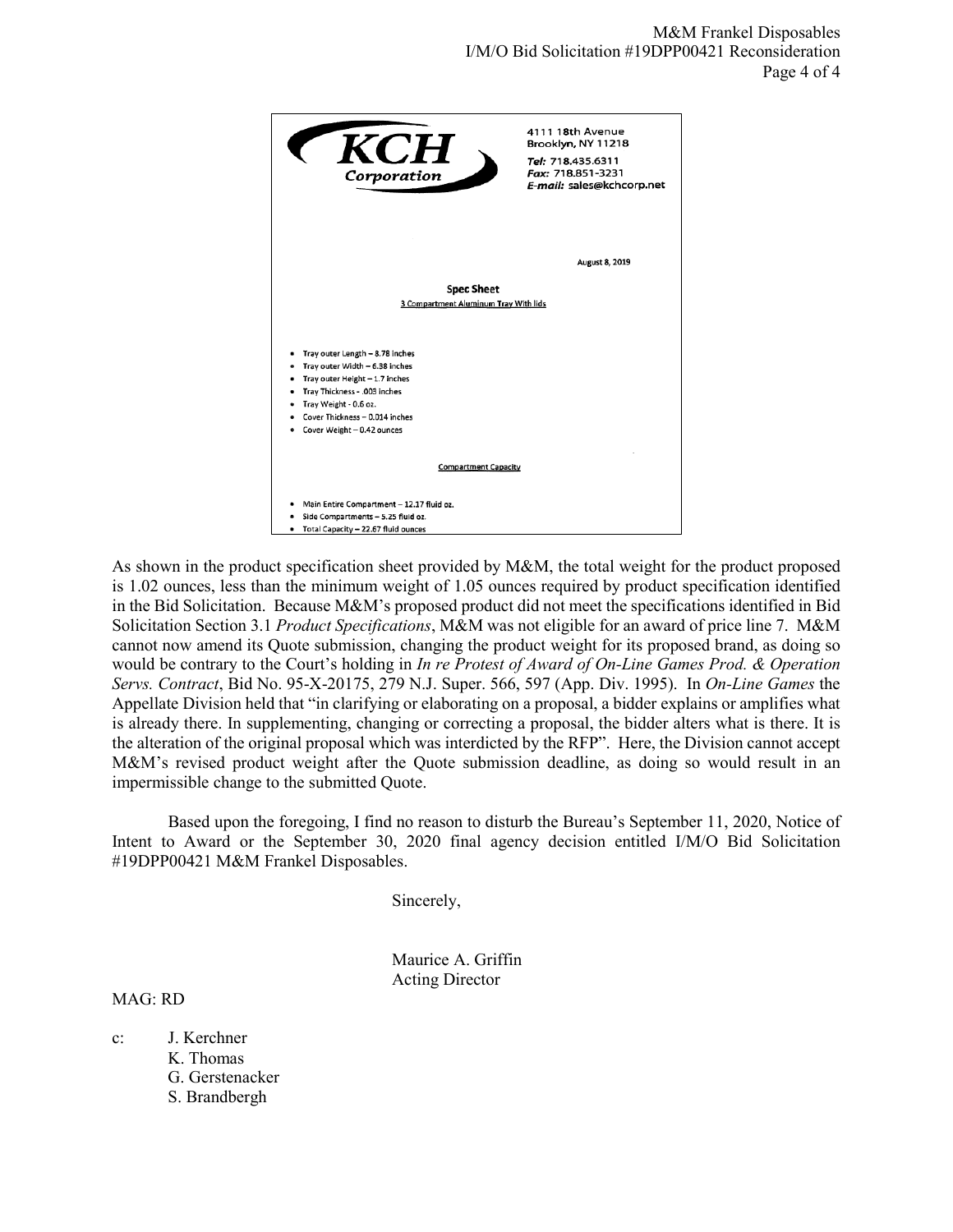**KCH Corporation**

4111 18th Avenue
Brooklyn, NY 11218
*Tel:* 718.435.6311
*Fax:* 718.851-3231
*E-mail:* sales@kchcorp.net

August 8, 2019

**Spec Sheet**

3 Compartment Aluminum Tray With lids

- Tray outer Length – 8.78 inches
- Tray outer Width – 6.38 inches
- Tray outer Height – 1.7 inches
- Tray Thickness - .003 inches
- Tray Weight - 0.6 oz.
- Cover Thickness – 0.014 inches
- Cover Weight – 0.42 ounces

Compartment Capacity

- Main Entire Compartment – 12.17 fluid oz.
- Side Compartments – 5.25 fluid oz.
- Total Capacity – 22.67 fluid ounces

As shown in the product specification sheet provided by M&M, the total weight for the product proposed is 1.02 ounces, less than the minimum weight of 1.05 ounces required by product specification identified in the Bid Solicitation. Because M&M's proposed product did not meet the specifications identified in Bid Solicitation Section 3.1 *Product Specifications*, M&M was not eligible for an award of price line 7. M&M cannot now amend its Quote submission, changing the product weight for its proposed brand, as doing so would be contrary to the Court's holding in *In re Protest of Award of On-Line Games Prod. & Operation Servs. Contract*, Bid No. 95-X-20175, 279 N.J. Super. 566, 597 (App. Div. 1995). In *On-Line Games* the Appellate Division held that "in clarifying or elaborating on a proposal, a bidder explains or amplifies what is already there. In supplementing, changing or correcting a proposal, the bidder alters what is there. It is the alteration of the original proposal which was interdicted by the RFP". Here, the Division cannot accept M&M's revised product weight after the Quote submission deadline, as doing so would result in an impermissible change to the submitted Quote.

Based upon the foregoing, I find no reason to disturb the Bureau's September 11, 2020, Notice of Intent to Award or the September 30, 2020 final agency decision entitled I/M/O Bid Solicitation #19DPP00421 M&M Frankel Disposables.

Sincerely,

Maurice A. Griffin
Acting Director

MAG: RD

c: J. Kerchner
K. Thomas
G. Gerstenacker
S. Brandbergh